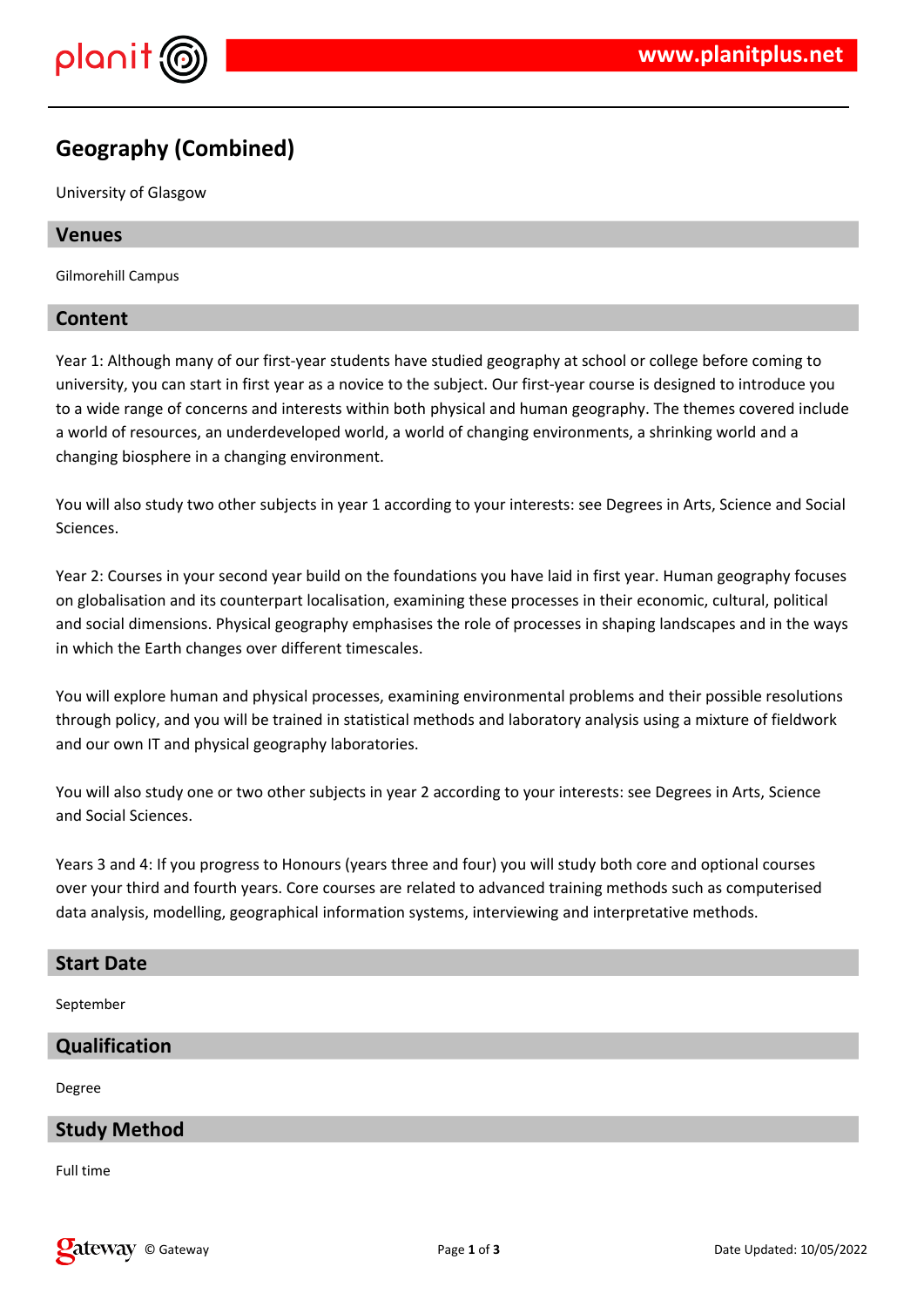# Geography (Combined)

University of Glasgow

## Venues

Gilmorehill Campus

## Content

Year 1: Although many of our first-year students have studied geography at school or college before coming to university, you can start in first year as a novice to the subject. Our first-year course is designed to introduce you to a wide range of concerns and interests within both physical and human geography. The themes covered include a world of resources, an underdeveloped world, a world of changing environments, a shrinking world and a changing biosphere in a changing environment.

You will also study two other subjects in year 1 according to your interests: see Degrees in Arts, Science and Social Sciences.

Year 2: Courses in your second year build on the foundations you have laid in first year. Human geography focuses on globalisation and its counterpart localisation, examining these processes in their economic, cultural, political and social dimensions. Physical geography emphasises the role of processes in shaping landscapes and in the ways in which the Earth changes over different timescales.

You will explore human and physical processes, examining environmental problems and their possible resolutions through policy, and you will be trained in statistical methods and laboratory analysis using a mixture of fieldwork and our own IT and physical geography laboratories.

You will also study one or two other subjects in year 2 according to your interests: see Degrees in Arts, Science and Social Sciences.

Years 3 and 4: If you progress to Honours (years three and four) you will study both core and optional courses over your third and fourth years. Core courses are related to advanced training methods such as computerised data analysis, modelling, geographical information systems, interviewing and interpretative methods.

## Start Date

September

## Qualification

Degree

## Study Method

Full time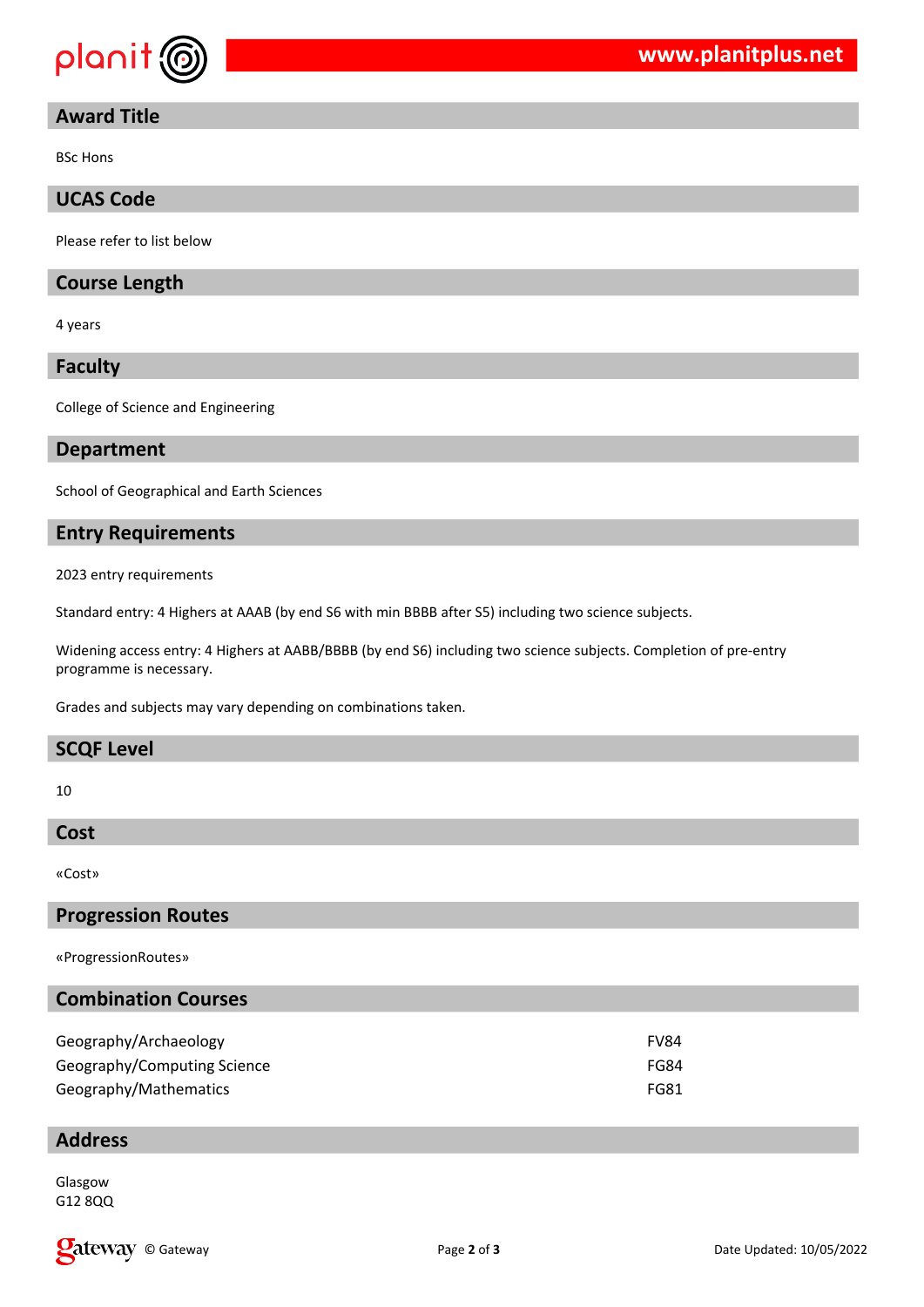## Award Title

BSc Hons

## UCAS Code

Please refer to list below

## Course Length

4 years

## Faculty

College of Science and Engineering

## Department

School of Geographical and Earth Sciences

## Entry Requirements

2023 entry requirements

Standard entry: 4 Highers at AAAB (by end S6 with min BBBB after S5) including two science subjects.

Widening access entry: 4 Highers at AABB/BBBB (by end S6) including two science subjects. Completion of pre-entry programme is necessary.

Grades and subjects may vary depending on combinations taken.

## SCQF Level

10

## Cost

«Cost»

## Progression Routes

«ProgressionRoutes»

## Combination Courses

| | |
|---|---|
| Geography/Archaeology | FV84 |
| Geography/Computing Science | FG84 |
| Geography/Mathematics | FG81 |

## Address

Glasgow
G12 8QQ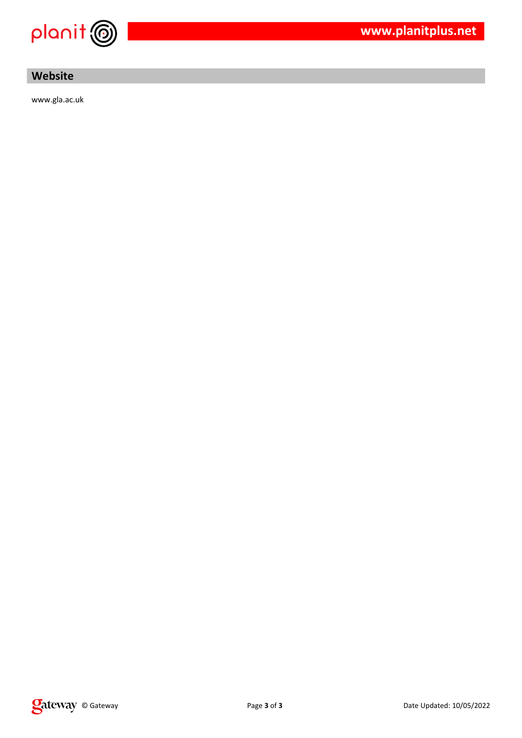## Website

www.gla.ac.uk